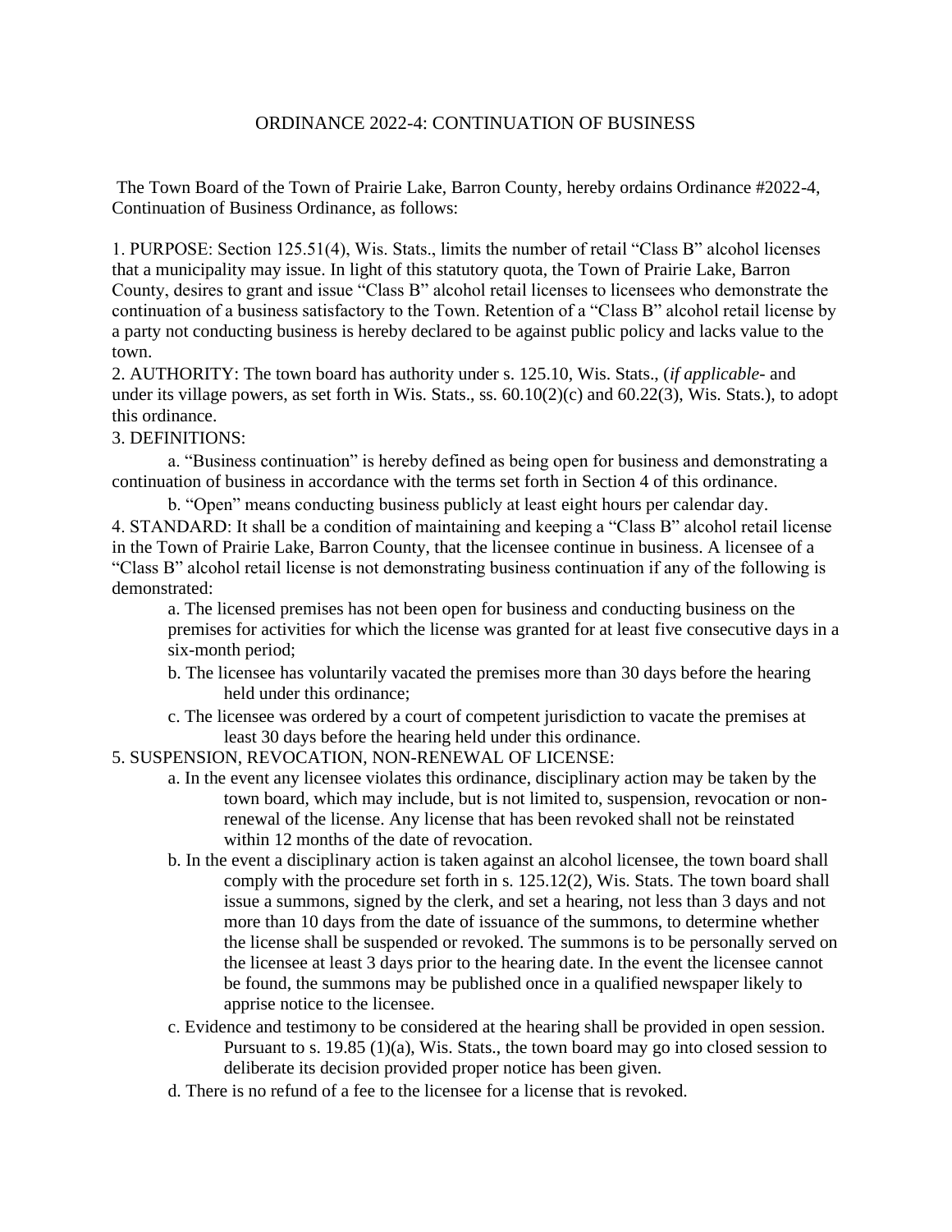# ORDINANCE 2022-4: CONTINUATION OF BUSINESS

The Town Board of the Town of Prairie Lake, Barron County, hereby ordains Ordinance #2022-4, Continuation of Business Ordinance, as follows:

1. PURPOSE: Section 125.51(4), Wis. Stats., limits the number of retail "Class B" alcohol licenses that a municipality may issue. In light of this statutory quota, the Town of Prairie Lake, Barron County, desires to grant and issue "Class B" alcohol retail licenses to licensees who demonstrate the continuation of a business satisfactory to the Town. Retention of a "Class B" alcohol retail license by a party not conducting business is hereby declared to be against public policy and lacks value to the town.

2. AUTHORITY: The town board has authority under s. 125.10, Wis. Stats., (*if applicable*- and under its village powers, as set forth in Wis. Stats., ss. 60.10(2)(c) and 60.22(3), Wis. Stats.), to adopt this ordinance.

3. DEFINITIONS:

   a. "Business continuation" is hereby defined as being open for business and demonstrating a continuation of business in accordance with the terms set forth in Section 4 of this ordinance.

   b. "Open" means conducting business publicly at least eight hours per calendar day.

4. STANDARD: It shall be a condition of maintaining and keeping a "Class B" alcohol retail license in the Town of Prairie Lake, Barron County, that the licensee continue in business. A licensee of a "Class B" alcohol retail license is not demonstrating business continuation if any of the following is demonstrated:

   a. The licensed premises has not been open for business and conducting business on the premises for activities for which the license was granted for at least five consecutive days in a six-month period;

   b. The licensee has voluntarily vacated the premises more than 30 days before the hearing held under this ordinance;

   c. The licensee was ordered by a court of competent jurisdiction to vacate the premises at least 30 days before the hearing held under this ordinance.

5. SUSPENSION, REVOCATION, NON-RENEWAL OF LICENSE:

   a. In the event any licensee violates this ordinance, disciplinary action may be taken by the town board, which may include, but is not limited to, suspension, revocation or non-renewal of the license. Any license that has been revoked shall not be reinstated within 12 months of the date of revocation.

   b. In the event a disciplinary action is taken against an alcohol licensee, the town board shall comply with the procedure set forth in s. 125.12(2), Wis. Stats. The town board shall issue a summons, signed by the clerk, and set a hearing, not less than 3 days and not more than 10 days from the date of issuance of the summons, to determine whether the license shall be suspended or revoked. The summons is to be personally served on the licensee at least 3 days prior to the hearing date. In the event the licensee cannot be found, the summons may be published once in a qualified newspaper likely to apprise notice to the licensee.

   c. Evidence and testimony to be considered at the hearing shall be provided in open session. Pursuant to s. 19.85 (1)(a), Wis. Stats., the town board may go into closed session to deliberate its decision provided proper notice has been given.

   d. There is no refund of a fee to the licensee for a license that is revoked.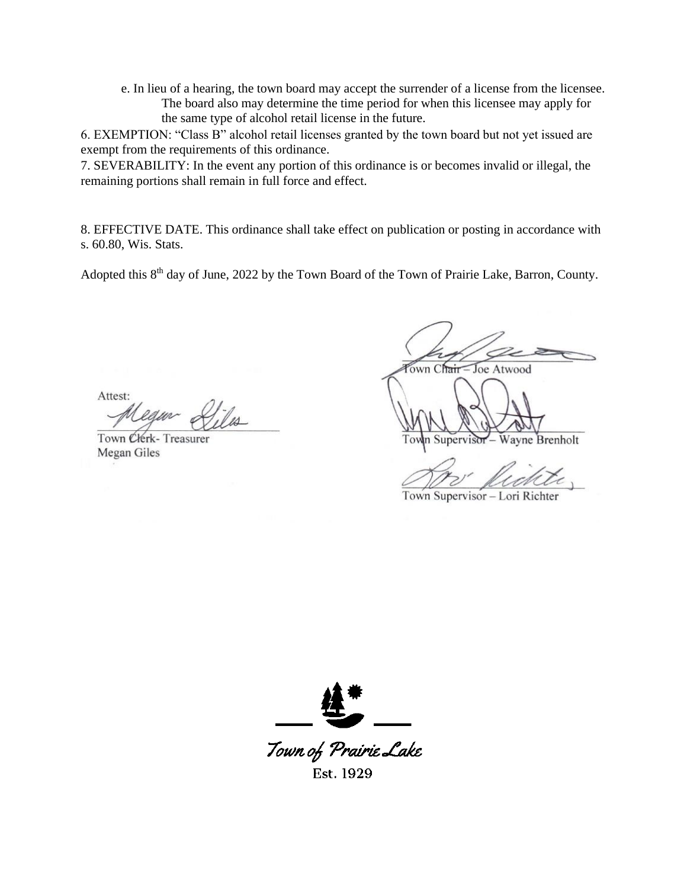e. In lieu of a hearing, the town board may accept the surrender of a license from the licensee. The board also may determine the time period for when this licensee may apply for the same type of alcohol retail license in the future.

6. EXEMPTION: "Class B" alcohol retail licenses granted by the town board but not yet issued are exempt from the requirements of this ordinance.

7. SEVERABILITY: In the event any portion of this ordinance is or becomes invalid or illegal, the remaining portions shall remain in full force and effect.

8. EFFECTIVE DATE. This ordinance shall take effect on publication or posting in accordance with s. 60.80, Wis. Stats.

Adopted this 8th day of June, 2022 by the Town Board of the Town of Prairie Lake, Barron, County.

Town Chair – Joe Atwood

Attest:

Town Clerk- Treasurer
Megan Giles

Town Supervisor – Wayne Brenholt

Town Supervisor – Lori Richter

Town of Prairie Lake
Est. 1929